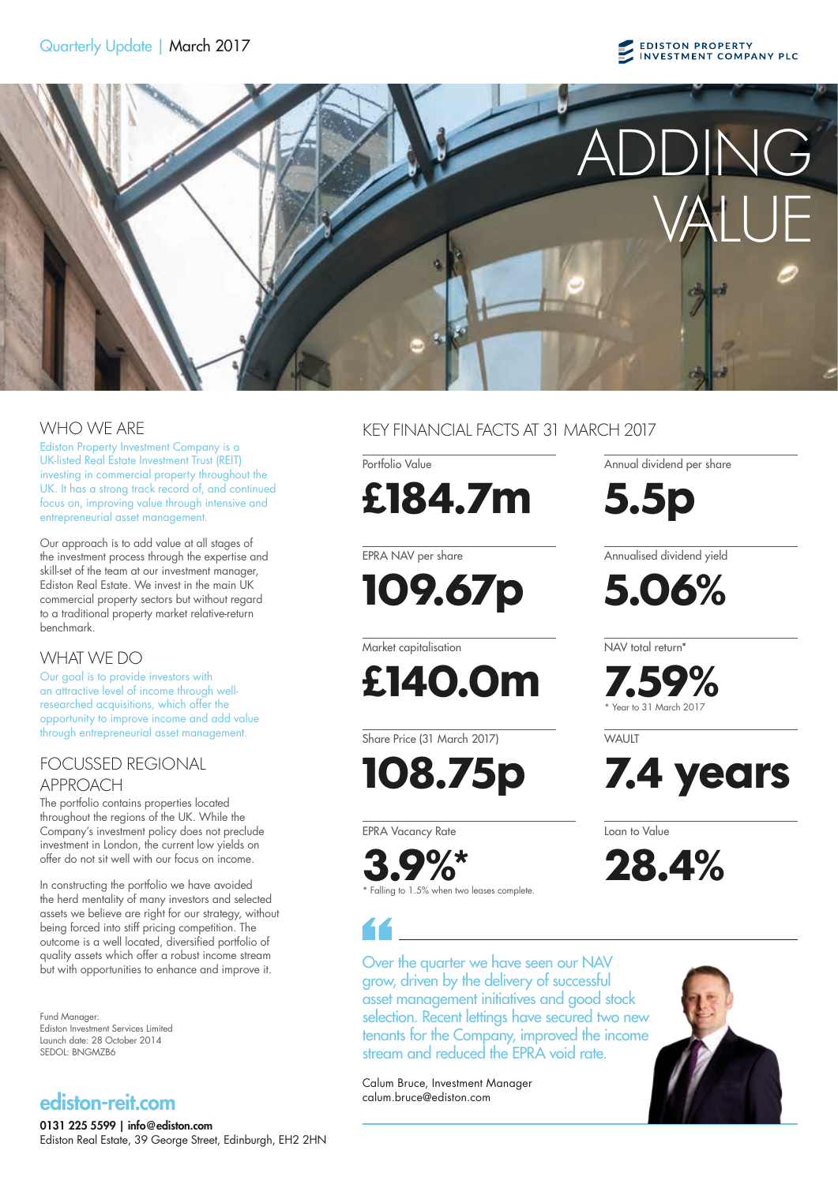Quarterly Update | March 2017

EDISTON PROPERTY INVESTMENT COMPANY PLC

# ADDING VALUE

## WHO WE ARE

Ediston Property Investment Company is a UK-listed Real Estate Investment Trust (REIT) investing in commercial property throughout the UK. It has a strong track record of, and continued focus on, improving value through intensive and entrepreneurial asset management.

Our approach is to add value at all stages of the investment process through the expertise and skill-set of the team at our investment manager, Ediston Real Estate. We invest in the main UK commercial property sectors but without regard to a traditional property market relative-return benchmark.

## WHAT WE DO

Our goal is to provide investors with an attractive level of income through well-researched acquisitions, which offer the opportunity to improve income and add value through entrepreneurial asset management.

## FOCUSSED REGIONAL APPROACH

The portfolio contains properties located throughout the regions of the UK. While the Company's investment policy does not preclude investment in London, the current low yields on offer do not sit well with our focus on income.

In constructing the portfolio we have avoided the herd mentality of many investors and selected assets we believe are right for our strategy, without being forced into stiff pricing competition. The outcome is a well located, diversified portfolio of quality assets which offer a robust income stream but with opportunities to enhance and improve it.

Fund Manager:
Ediston Investment Services Limited
Launch date: 28 October 2014
SEDOL: BNGMZB6

**ediston-reit.com**

**0131 225 5599 | info@ediston.com**
Ediston Real Estate, 39 George Street, Edinburgh, EH2 2HN

## KEY FINANCIAL FACTS AT 31 MARCH 2017

Portfolio Value
**£184.7m**

Annual dividend per share
**5.5p**

EPRA NAV per share
**109.67p**

Annualised dividend yield
**5.06%**

Market capitalisation
**£140.0m**

NAV total return*
**7.59%**
* Year to 31 March 2017

Share Price (31 March 2017)
**108.75p**

WAULT
**7.4 years**

EPRA Vacancy Rate
**3.9%***
* Falling to 1.5% when two leases complete.

Loan to Value
**28.4%**

> Over the quarter we have seen our NAV grow, driven by the delivery of successful asset management initiatives and good stock selection. Recent lettings have secured two new tenants for the Company, improved the income stream and reduced the EPRA void rate.

Calum Bruce, Investment Manager
calum.bruce@ediston.com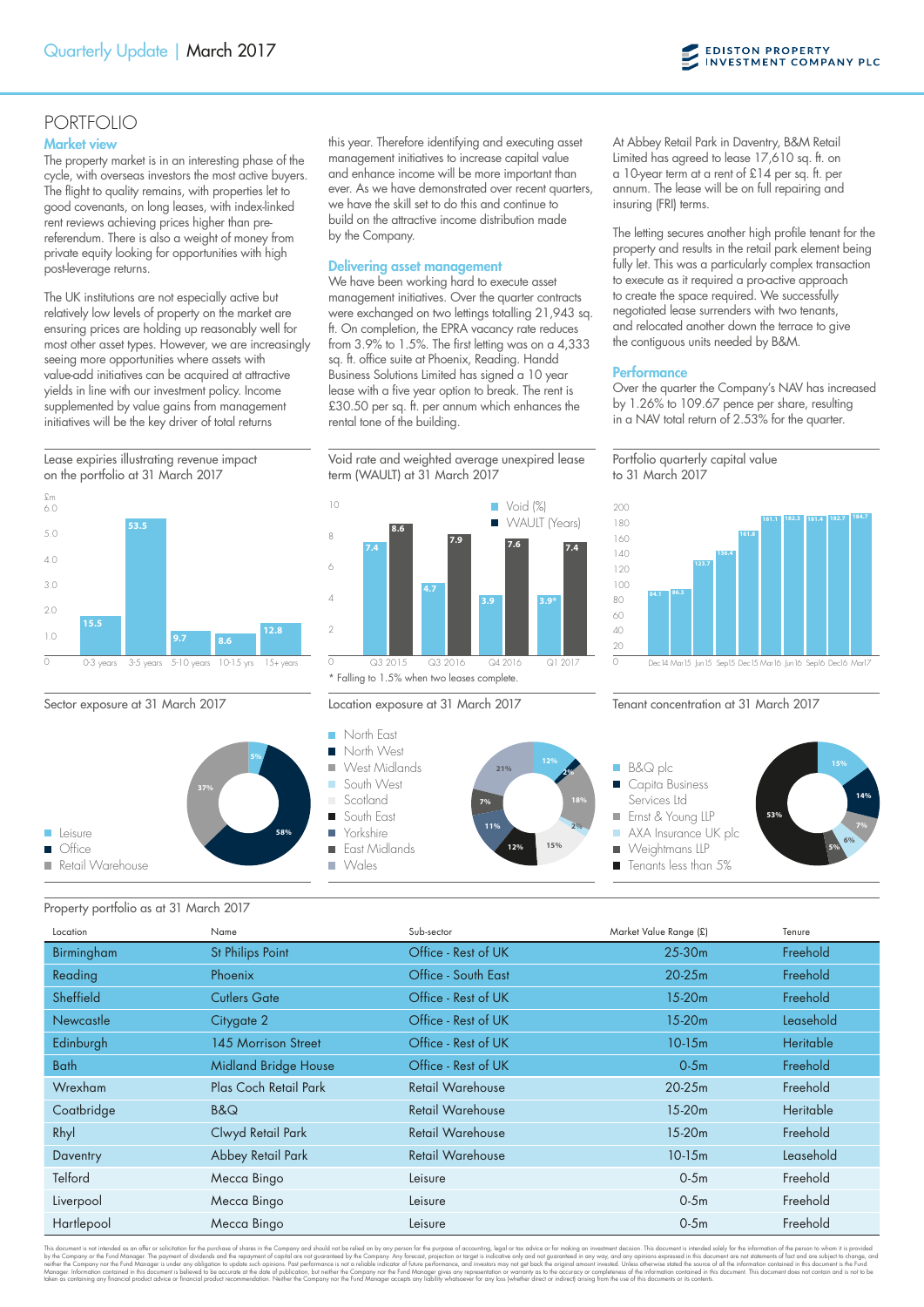# PORTFOLIO

## Market view

The property market is in an interesting phase of the cycle, with overseas investors the most active buyers. The flight to quality remains, with properties let to good covenants, on long leases, with index-linked rent reviews achieving prices higher than pre-referendum. There is also a weight of money from private equity looking for opportunities with high post-leverage returns.

The UK institutions are not especially active but relatively low levels of property on the market are ensuring prices are holding up reasonably well for most other asset types. However, we are increasingly seeing more opportunities where assets with value-add initiatives can be acquired at attractive yields in line with our investment policy. Income supplemented by value gains from management initiatives will be the key driver of total returns this year. Therefore identifying and executing asset management initiatives to increase capital value and enhance income will be more important than ever. As we have demonstrated over recent quarters, we have the skill set to do this and continue to build on the attractive income distribution made by the Company.

## Delivering asset management

We have been working hard to execute asset management initiatives. Over the quarter contracts were exchanged on two lettings totalling 21,943 sq. ft. On completion, the EPRA vacancy rate reduces from 3.9% to 1.5%. The first letting was on a 4,333 sq. ft. office suite at Phoenix, Reading. Handd Business Solutions Limited has signed a 10 year lease with a five year option to break. The rent is £30.50 per sq. ft. per annum which enhances the rental tone of the building.

At Abbey Retail Park in Daventry, B&M Retail Limited has agreed to lease 17,610 sq. ft. on a 10-year term at a rent of £14 per sq. ft. per annum. The lease will be on full repairing and insuring (FRI) terms.

The letting secures another high profile tenant for the property and results in the retail park element being fully let. This was a particularly complex transaction to execute as it required a pro-active approach to create the space required. We successfully negotiated lease surrenders with two tenants, and relocated another down the terrace to give the contiguous units needed by B&M.

## Performance

Over the quarter the Company's NAV has increased by 1.26% to 109.67 pence per share, resulting in a NAV total return of 2.53% for the quarter.

Lease expiries illustrating revenue impact on the portfolio at 31 March 2017

£m
6.0
5.0
4.0
3.0
2.0
1.0
0
15.5
53.5
9.7
8.6
12.8
0-3 years
3-5 years
5-10 years
10-15 yrs
15+ years

Void rate and weighted average unexpired lease term (WAULT) at 31 March 2017

Void (%)
WAULT (Years)
10
8
6
4
2
0
7.4
8.6
4.7
7.9
3.9
7.6
3.9*
7.4
Q3 2015
Q3 2016
Q4 2016
Q1 2017

\* Falling to 1.5% when two leases complete.

Portfolio quarterly capital value to 31 March 2017

200
180
160
140
120
100
80
60
40
20
0
84.1
86.3
123.7
136.4
161.8
181.1
182.3
181.4
182.7
184.7
Dec14
Mar15
Jun15
Sep15
Dec15
Mar16
Jun16
Sep16
Dec16
Mar17

Sector exposure at 31 March 2017

Leisure
Office
Retail Warehouse
5%
58%
37%

Location exposure at 31 March 2017

North East
North West
West Midlands
South West
Scotland
South East
Yorkshire
East Midlands
Wales
12%
2%
18%
2%
15%
12%
11%
7%
21%

Tenant concentration at 31 March 2017

B&Q plc
Capita Business Services Ltd
Ernst & Young LLP
AXA Insurance UK plc
Weightmans LLP
Tenants less than 5%
15%
14%
7%
6%
5%
53%

Property portfolio as at 31 March 2017

| Location | Name | Sub-sector | Market Value Range (£) | Tenure |
|---|---|---|---|---|
| Birmingham | St Philips Point | Office - Rest of UK | 25-30m | Freehold |
| Reading | Phoenix | Office - South East | 20-25m | Freehold |
| Sheffield | Cutlers Gate | Office - Rest of UK | 15-20m | Freehold |
| Newcastle | Citygate 2 | Office - Rest of UK | 15-20m | Leasehold |
| Edinburgh | 145 Morrison Street | Office - Rest of UK | 10-15m | Heritable |
| Bath | Midland Bridge House | Office - Rest of UK | 0-5m | Freehold |
| Wrexham | Plas Coch Retail Park | Retail Warehouse | 20-25m | Freehold |
| Coatbridge | B&Q | Retail Warehouse | 15-20m | Heritable |
| Rhyl | Clwyd Retail Park | Retail Warehouse | 15-20m | Freehold |
| Daventry | Abbey Retail Park | Retail Warehouse | 10-15m | Leasehold |
| Telford | Mecca Bingo | Leisure | 0-5m | Freehold |
| Liverpool | Mecca Bingo | Leisure | 0-5m | Freehold |
| Hartlepool | Mecca Bingo | Leisure | 0-5m | Freehold |

This document is not intended as an offer or solicitation for the purchase of shares in the Company and should not be relied on by any person for the purpose of accounting, legal or tax advice or for making an investment decision. This document is intended solely for the information of the person to whom it is provided by the Company or the Fund Manager. The payment of dividends and the repayment of capital are not guaranteed by the Company. Any forecast, projection or target is indicative only and not guaranteed in any way, and any opinions expressed in this document are not statements of fact and are subject to change, and neither the Company nor the Fund Manager is under any obligation to update such opinions. Past performance is not a reliable indicator of future performance, and investors may not get back the original amount invested. Unless otherwise stated the source of all the information contained in this document is the Fund Manager. Information contained in this document is believed to be accurate at the date of publication, but neither the Company nor the Fund Manager gives any representation or warranty as to the accuracy or completeness of the information contained in this document. This document does not contain and is not to be taken as containing any financial product advice or financial product recommendation. Neither the Company nor the Fund Manager accepts any liability whatsoever for any loss (whether direct or indirect) arising from the use of this documents or its contents.